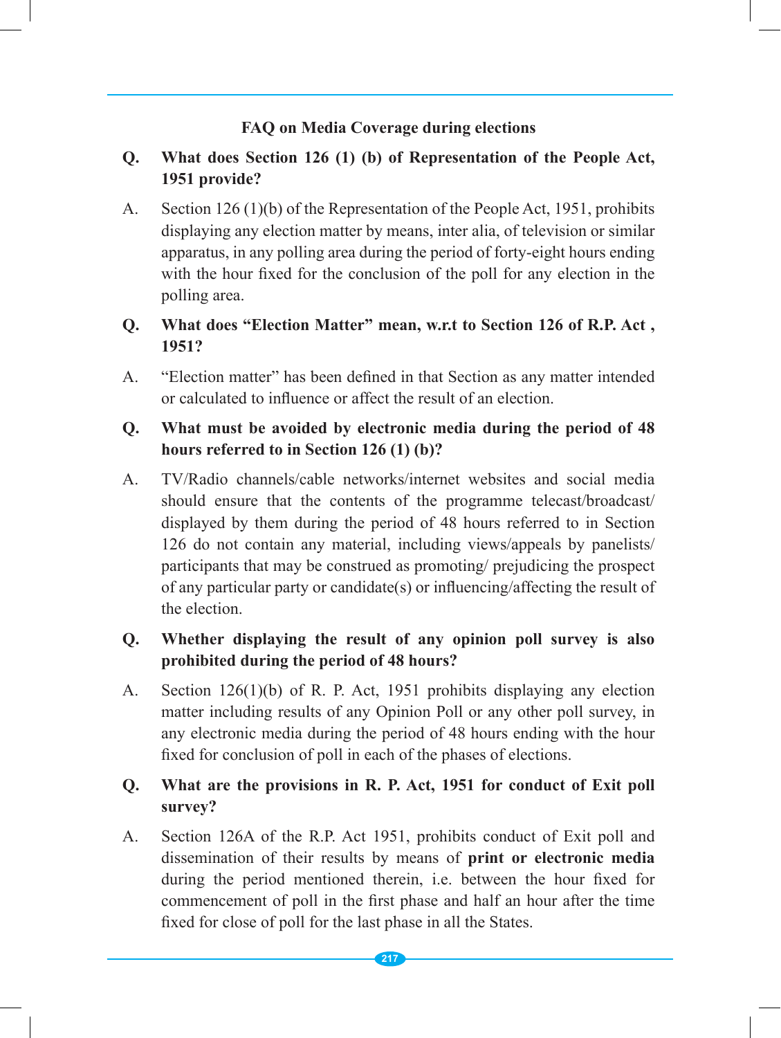## FAQ on Media Coverage during elections

**Q. What does Section 126 (1) (b) of Representation of the People Act, 1951 provide?**

A. Section 126 (1)(b) of the Representation of the People Act, 1951, prohibits displaying any election matter by means, inter alia, of television or similar apparatus, in any polling area during the period of forty-eight hours ending with the hour fixed for the conclusion of the poll for any election in the polling area.

**Q. What does "Election Matter" mean, w.r.t to Section 126 of R.P. Act , 1951?**

A. "Election matter" has been defined in that Section as any matter intended or calculated to influence or affect the result of an election.

**Q. What must be avoided by electronic media during the period of 48 hours referred to in Section 126 (1) (b)?**

A. TV/Radio channels/cable networks/internet websites and social media should ensure that the contents of the programme telecast/broadcast/ displayed by them during the period of 48 hours referred to in Section 126 do not contain any material, including views/appeals by panelists/ participants that may be construed as promoting/ prejudicing the prospect of any particular party or candidate(s) or influencing/affecting the result of the election.

**Q. Whether displaying the result of any opinion poll survey is also prohibited during the period of 48 hours?**

A. Section 126(1)(b) of R. P. Act, 1951 prohibits displaying any election matter including results of any Opinion Poll or any other poll survey, in any electronic media during the period of 48 hours ending with the hour fixed for conclusion of poll in each of the phases of elections.

**Q. What are the provisions in R. P. Act, 1951 for conduct of Exit poll survey?**

A. Section 126A of the R.P. Act 1951, prohibits conduct of Exit poll and dissemination of their results by means of **print or electronic media** during the period mentioned therein, i.e. between the hour fixed for commencement of poll in the first phase and half an hour after the time fixed for close of poll for the last phase in all the States.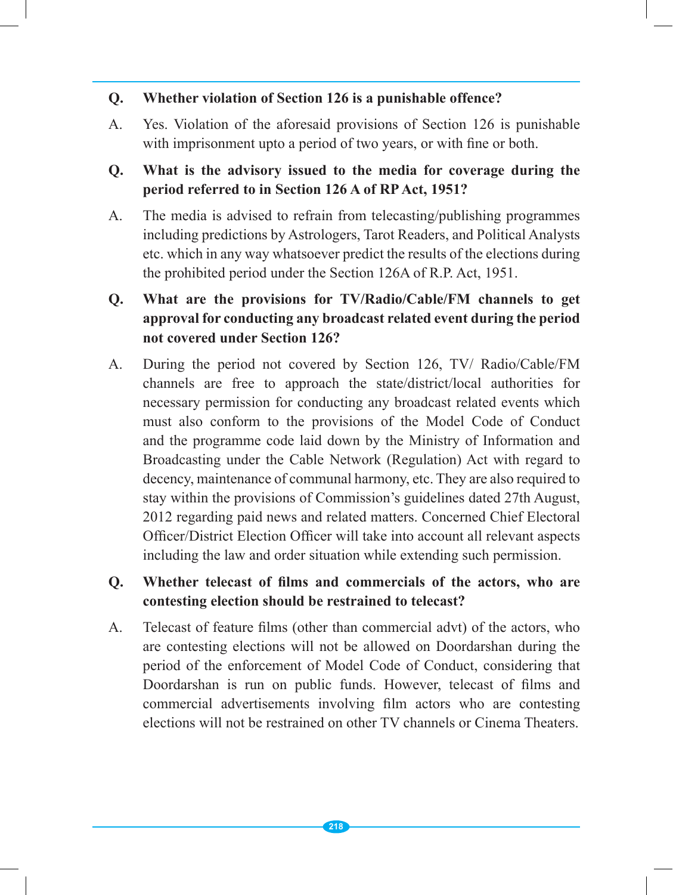**Q. Whether violation of Section 126 is a punishable offence?**

A. Yes. Violation of the aforesaid provisions of Section 126 is punishable with imprisonment upto a period of two years, or with fine or both.

**Q. What is the advisory issued to the media for coverage during the period referred to in Section 126 A of RP Act, 1951?**

A. The media is advised to refrain from telecasting/publishing programmes including predictions by Astrologers, Tarot Readers, and Political Analysts etc. which in any way whatsoever predict the results of the elections during the prohibited period under the Section 126A of R.P. Act, 1951.

**Q. What are the provisions for TV/Radio/Cable/FM channels to get approval for conducting any broadcast related event during the period not covered under Section 126?**

A. During the period not covered by Section 126, TV/ Radio/Cable/FM channels are free to approach the state/district/local authorities for necessary permission for conducting any broadcast related events which must also conform to the provisions of the Model Code of Conduct and the programme code laid down by the Ministry of Information and Broadcasting under the Cable Network (Regulation) Act with regard to decency, maintenance of communal harmony, etc. They are also required to stay within the provisions of Commission's guidelines dated 27th August, 2012 regarding paid news and related matters. Concerned Chief Electoral Officer/District Election Officer will take into account all relevant aspects including the law and order situation while extending such permission.

**Q. Whether telecast of films and commercials of the actors, who are contesting election should be restrained to telecast?**

A. Telecast of feature films (other than commercial advt) of the actors, who are contesting elections will not be allowed on Doordarshan during the period of the enforcement of Model Code of Conduct, considering that Doordarshan is run on public funds. However, telecast of films and commercial advertisements involving film actors who are contesting elections will not be restrained on other TV channels or Cinema Theaters.